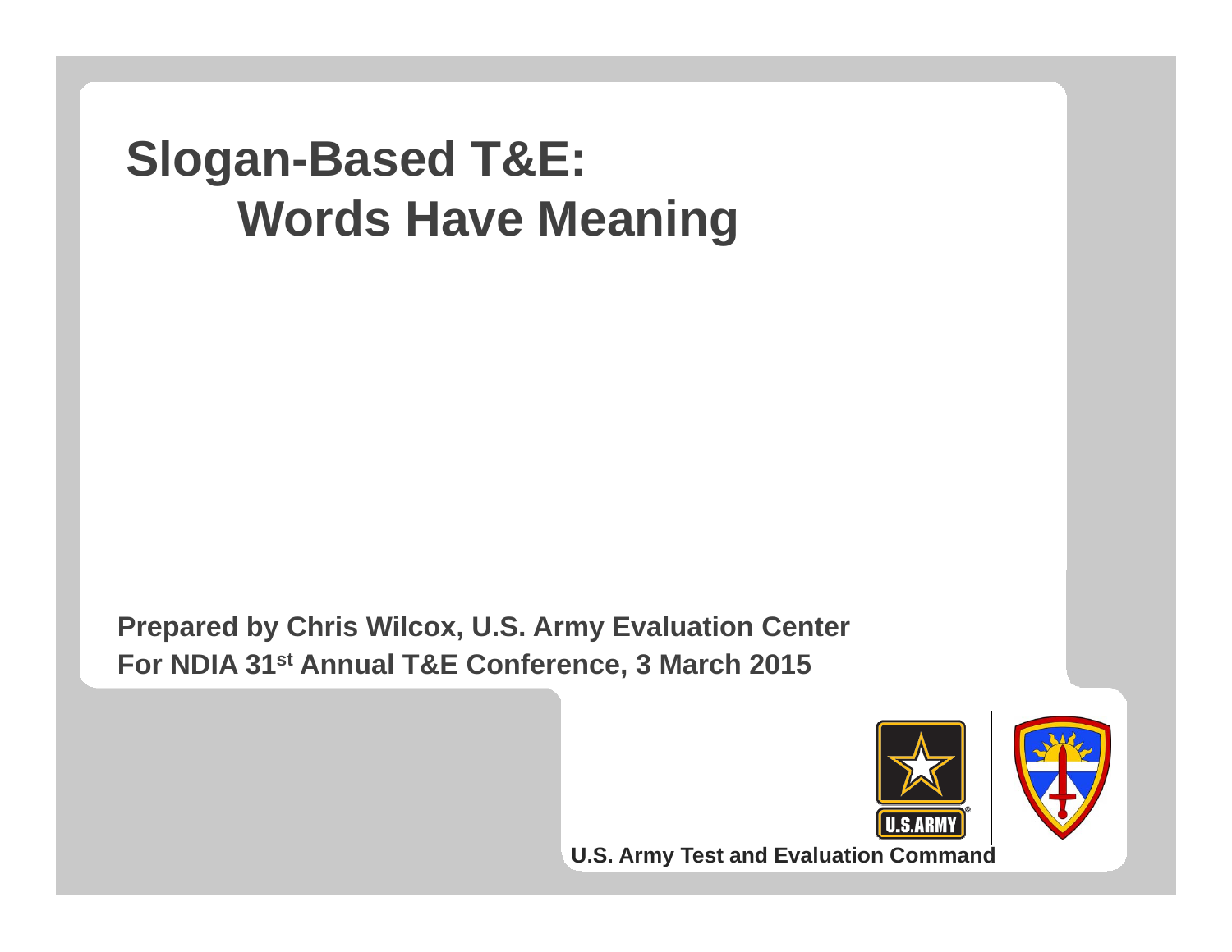# Slogan-Based T&E: Words Have Meaning

**Prepared by Chris Wilcox, U.S. Army Evaluation Center**
**For NDIA 31st Annual T&E Conference, 3 March 2015**

U.S.ARMY

**U.S. Army Test and Evaluation Command**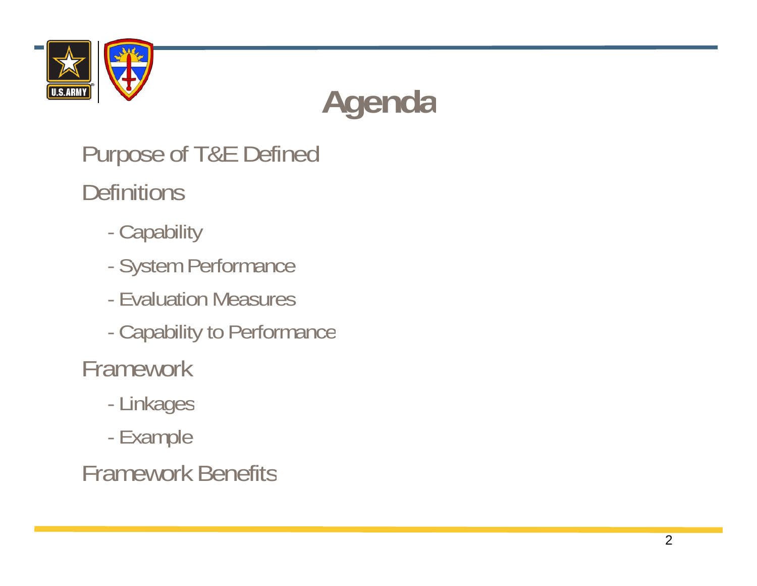# Agenda

Purpose of T&E Defined

Definitions

- Capability
- System Performance
- Evaluation Measures
- Capability to Performance

Framework

- Linkages
- Example

Framework Benefits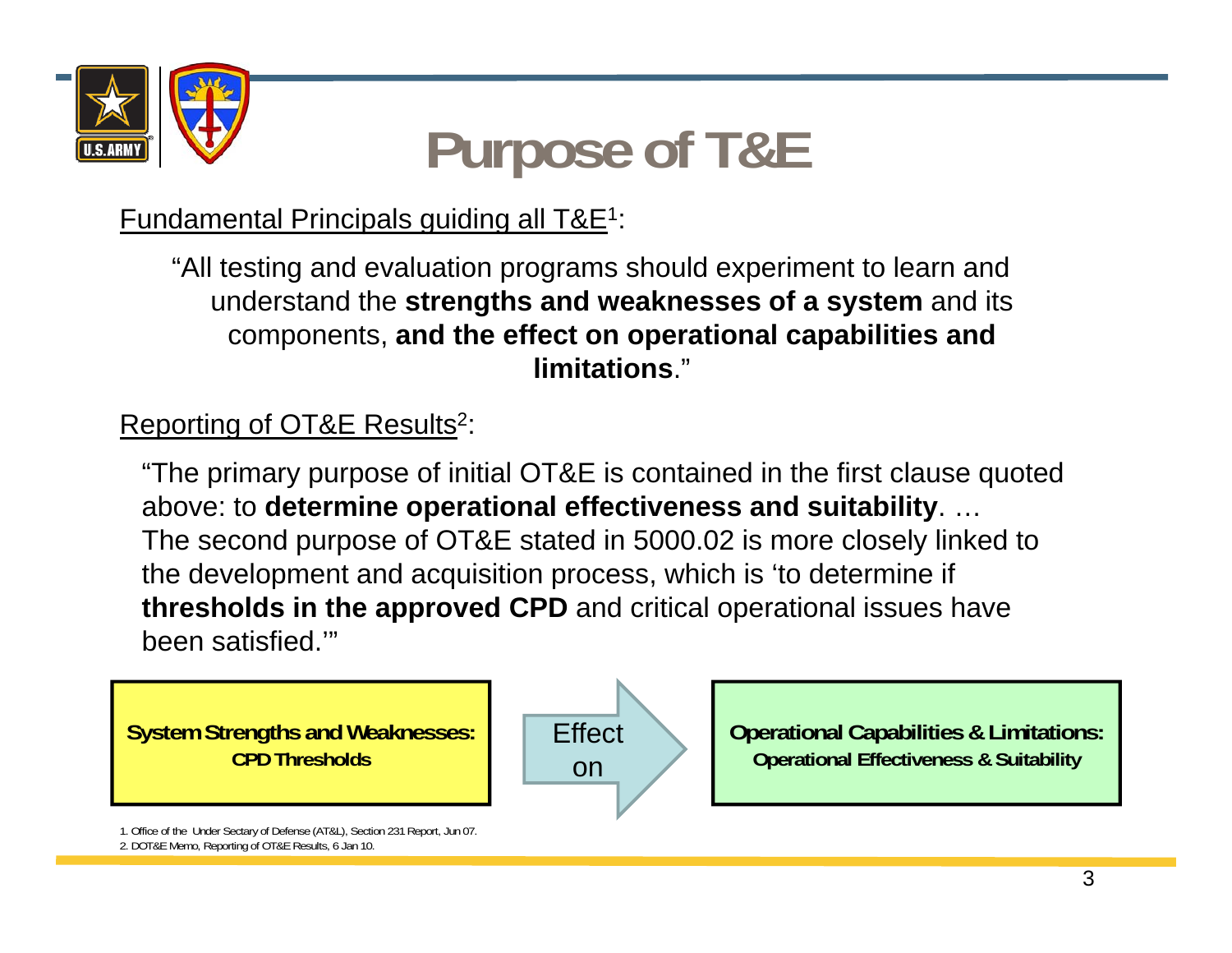# Purpose of T&E

Fundamental Principals guiding all T&E[1]:

"All testing and evaluation programs should experiment to learn and understand the **strengths and weaknesses of a system** and its components, **and the effect on operational capabilities and limitations**."

Reporting of OT&E Results[2]:

"The primary purpose of initial OT&E is contained in the first clause quoted above: to **determine operational effectiveness and suitability**. … The second purpose of OT&E stated in 5000.02 is more closely linked to the development and acquisition process, which is 'to determine if **thresholds in the approved CPD** and critical operational issues have been satisfied.'"

**System Strengths and Weaknesses:**
**CPD Thresholds**

Effect on

**Operational Capabilities & Limitations:**
**Operational Effectiveness & Suitability**

1. Office of the Under Sectary of Defense (AT&L), Section 231 Report, Jun 07.
2. DOT&E Memo, Reporting of OT&E Results, 6 Jan 10.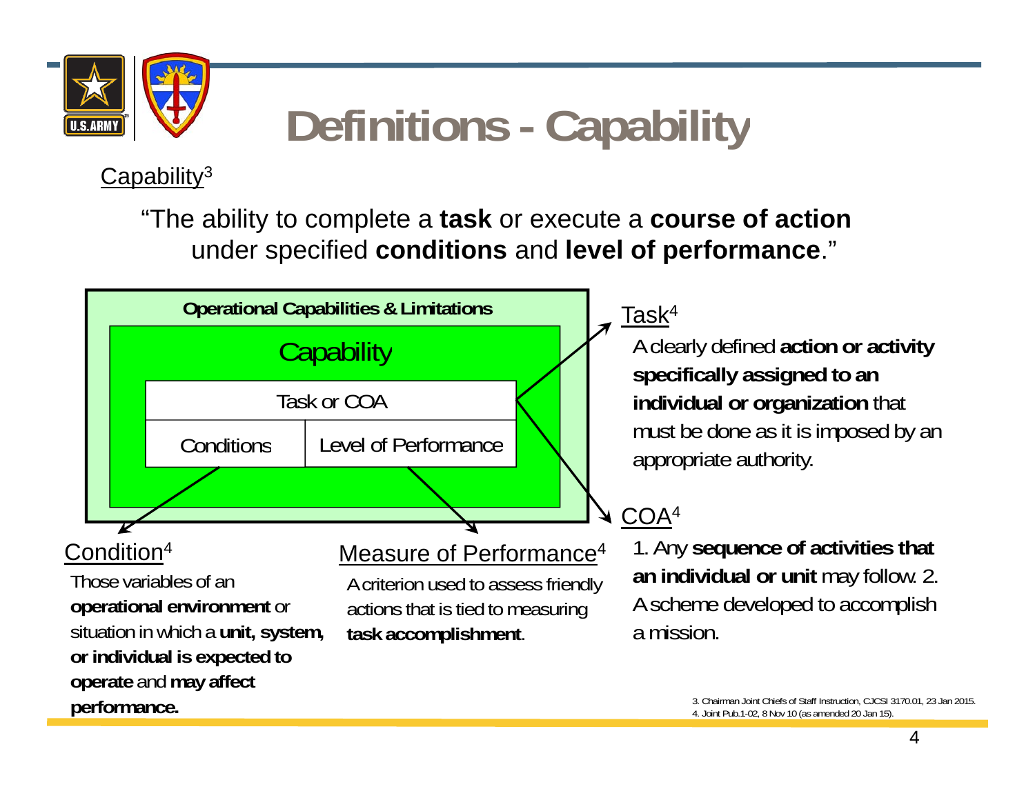# Definitions - Capability

Capability[3]

"The ability to complete a **task** or execute a **course of action** under specified **conditions** and **level of performance**."

**Operational Capabilities & Limitations**

Capability

| Task or COA | |
|---|---|
| Conditions | Level of Performance |

Task[4]

A clearly defined **action or activity specifically assigned to an individual or organization** that must be done as it is imposed by an appropriate authority.

COA[4]

1. Any **sequence of activities that an individual or unit** may follow. 2. A scheme developed to accomplish a mission.

Condition[4]

Those variables of an **operational environment** or situation in which a **unit, system, or individual is expected to operate** and **may affect performance.**

Measure of Performance[4]

A criterion used to assess friendly actions that is tied to measuring **task accomplishment**.

3. Chairman Joint Chiefs of Staff Instruction, CJCSI 3170.01, 23 Jan 2015.
4. Joint Pub.1-02, 8 Nov 10 (as amended 20 Jan 15).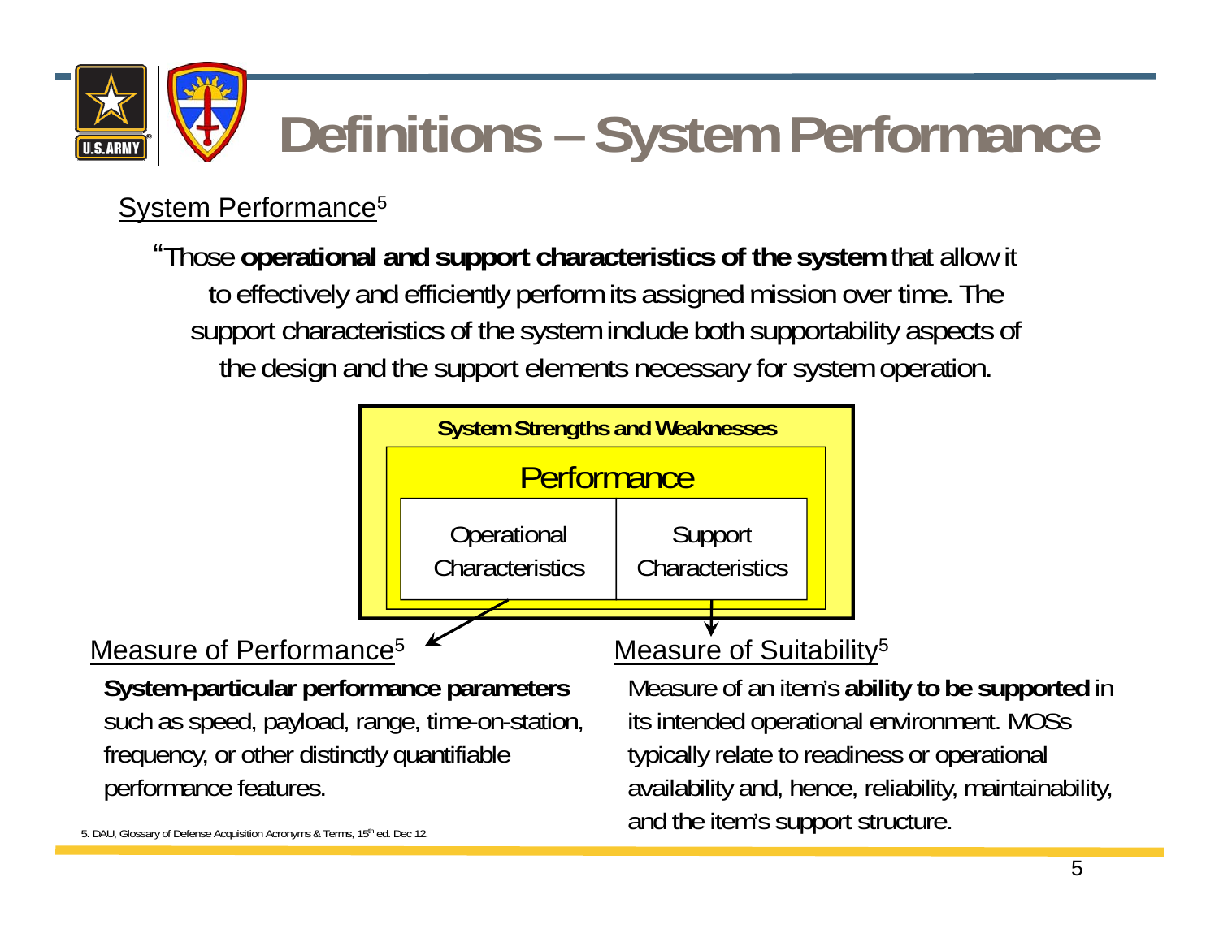# Definitions – System Performance

System Performance[5]

"Those **operational and support characteristics of the system** that allow it to effectively and efficiently perform its assigned mission over time. The support characteristics of the system include both supportability aspects of the design and the support elements necessary for system operation.

**System Strengths and Weaknesses**

Performance

| Operational Characteristics | Support Characteristics |
|---|---|

Measure of Performance[5]

**System-particular performance parameters** such as speed, payload, range, time-on-station, frequency, or other distinctly quantifiable performance features.

Measure of Suitability[5]

Measure of an item's **ability to be supported** in its intended operational environment. MOSs typically relate to readiness or operational availability and, hence, reliability, maintainability, and the item's support structure.

5. DAU, Glossary of Defense Acquisition Acronyms & Terms, 15th ed. Dec 12.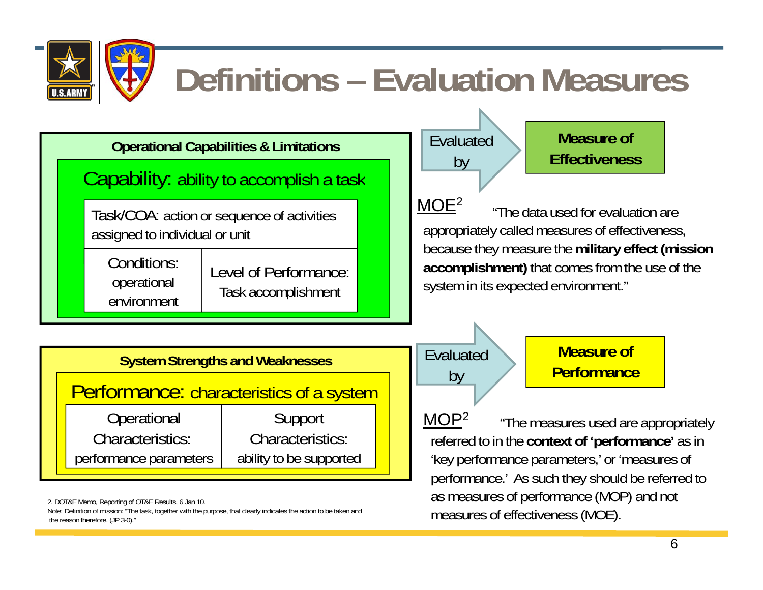# Definitions – Evaluation Measures

**Operational Capabilities & Limitations**

Capability: ability to accomplish a task

| Task/COA: action or sequence of activities assigned to individual or unit | |
|---|---|
| Conditions: operational environment | Level of Performance: Task accomplishment |

Evaluated by → **Measure of Effectiveness**

MOE[2] "The data used for evaluation are appropriately called measures of effectiveness, because they measure the **military effect (mission accomplishment)** that comes from the use of the system in its expected environment."

**System Strengths and Weaknesses**

Performance: characteristics of a system

| Operational Characteristics: performance parameters | Support Characteristics: ability to be supported |
|---|---|

Evaluated by → **Measure of Performance**

MOP[2] "The measures used are appropriately referred to in the **context of 'performance'** as in 'key performance parameters,' or 'measures of performance.' As such they should be referred to as measures of performance (MOP) and not measures of effectiveness (MOE).

2. DOT&E Memo, Reporting of OT&E Results, 6 Jan 10.

Note: Definition of mission: "The task, together with the purpose, that clearly indicates the action to be taken and the reason therefore. (JP 3-0)."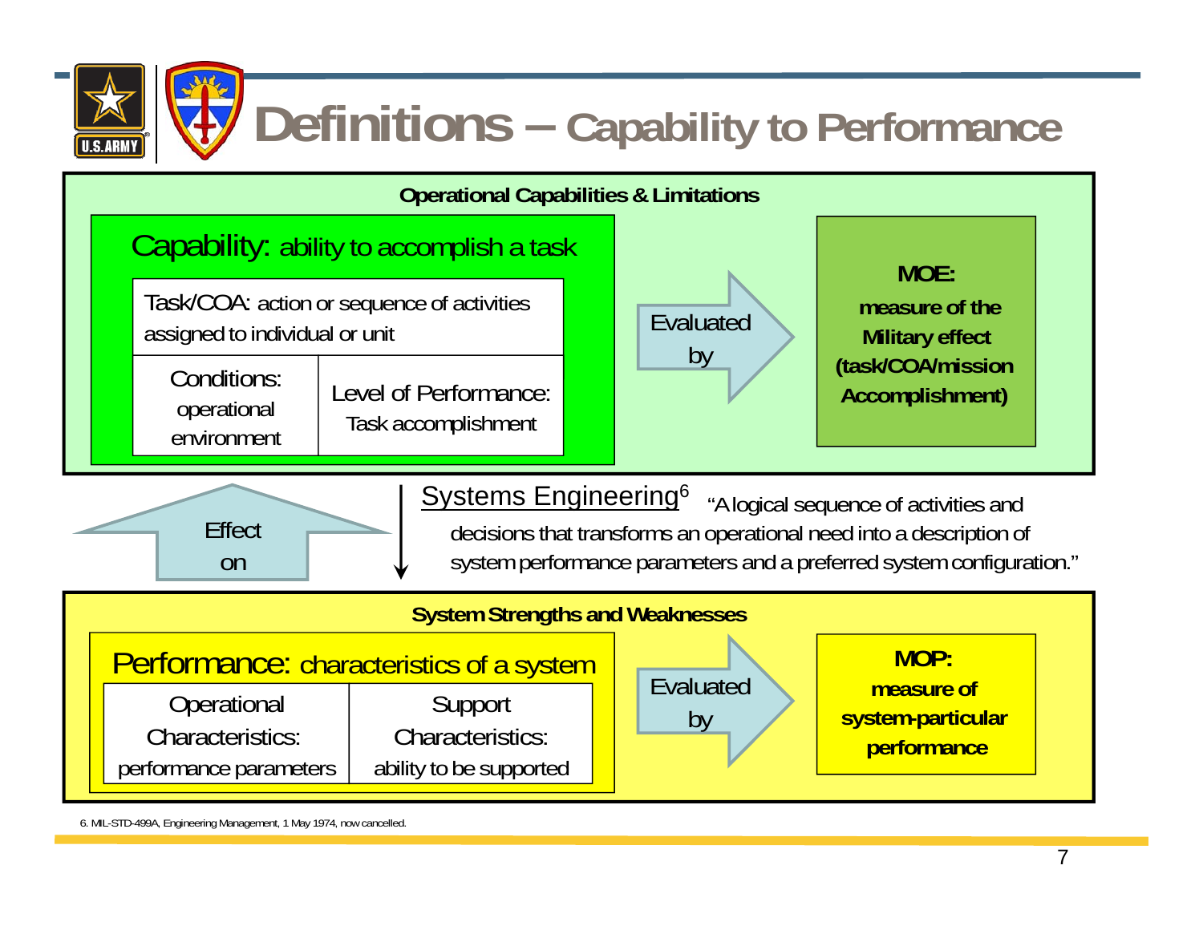# Definitions – Capability to Performance

**Operational Capabilities & Limitations**

Capability: ability to accomplish a task

| Task/COA: action or sequence of activities assigned to individual or unit | |
|---|---|
| Conditions: operational environment | Level of Performance: Task accomplishment |

Evaluated by

**MOE: measure of the Military effect (task/COA/mission Accomplishment)**

Effect on

Systems Engineering[6] "A logical sequence of activities and decisions that transforms an operational need into a description of system performance parameters and a preferred system configuration."

**System Strengths and Weaknesses**

Performance: characteristics of a system

| Operational Characteristics: performance parameters | Support Characteristics: ability to be supported |
|---|---|

Evaluated by

**MOP: measure of system-particular performance**

6. MIL-STD-499A, Engineering Management, 1 May 1974, now cancelled.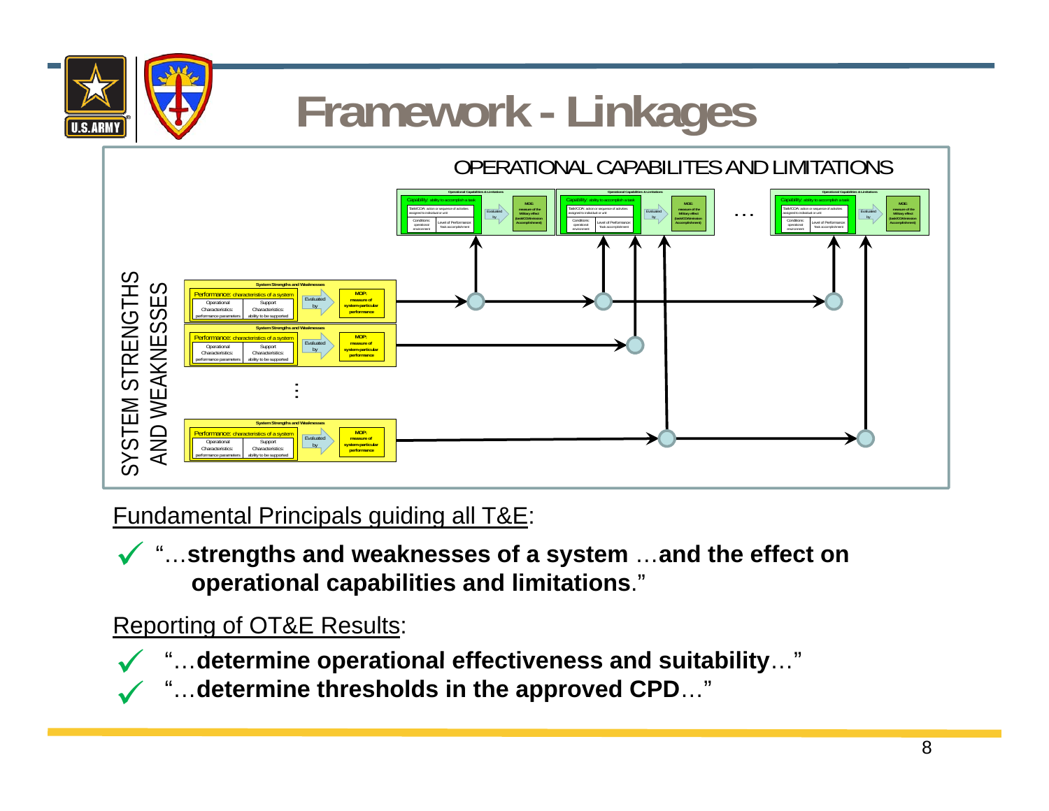# Framework - Linkages

OPERATIONAL CAPABILITES AND LIMITATIONS

SYSTEM STRENGTHS AND WEAKNESSES

Fundamental Principals guiding all T&E:

- "…**strengths and weaknesses of a system** …**and the effect on operational capabilities and limitations**."

Reporting of OT&E Results:

- "…**determine operational effectiveness and suitability**…"
- "…**determine thresholds in the approved CPD**…"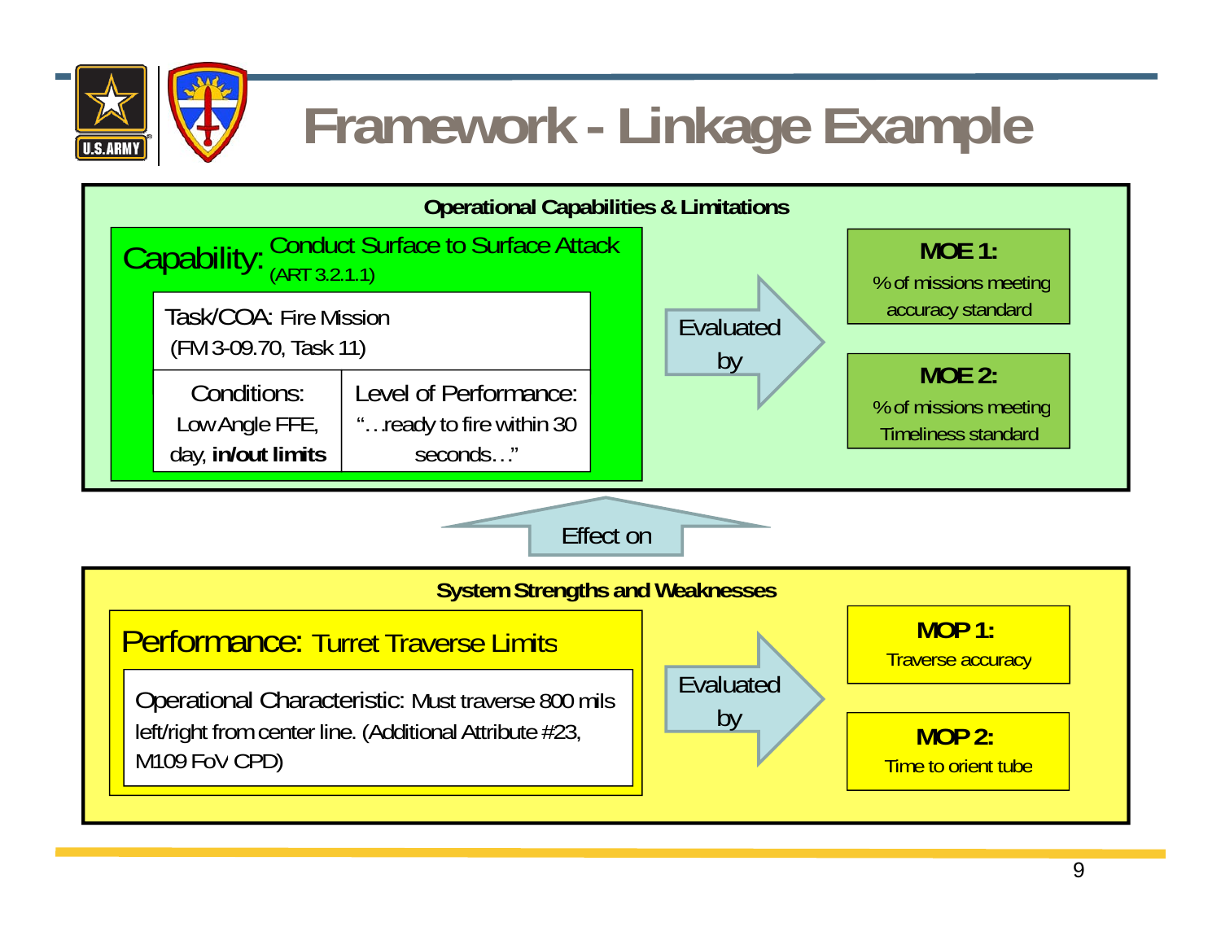# Framework - Linkage Example

## Operational Capabilities & Limitations

**Capability:** Conduct Surface to Surface Attack (ART 3.2.1.1)

Task/COA: Fire Mission (FM 3-09.70, Task 11)

| Conditions: | Level of Performance: |
| --- | --- |
| Low Angle FFE, day, **in/out limits** | "…ready to fire within 30 seconds…" |

Evaluated by

**MOE 1:** % of missions meeting accuracy standard

**MOE 2:** % of missions meeting Timeliness standard

Effect on

## System Strengths and Weaknesses

**Performance:** Turret Traverse Limits

Operational Characteristic: Must traverse 800 mils left/right from center line. (Additional Attribute #23, M109 FoV CPD)

Evaluated by

**MOP 1:** Traverse accuracy

**MOP 2:** Time to orient tube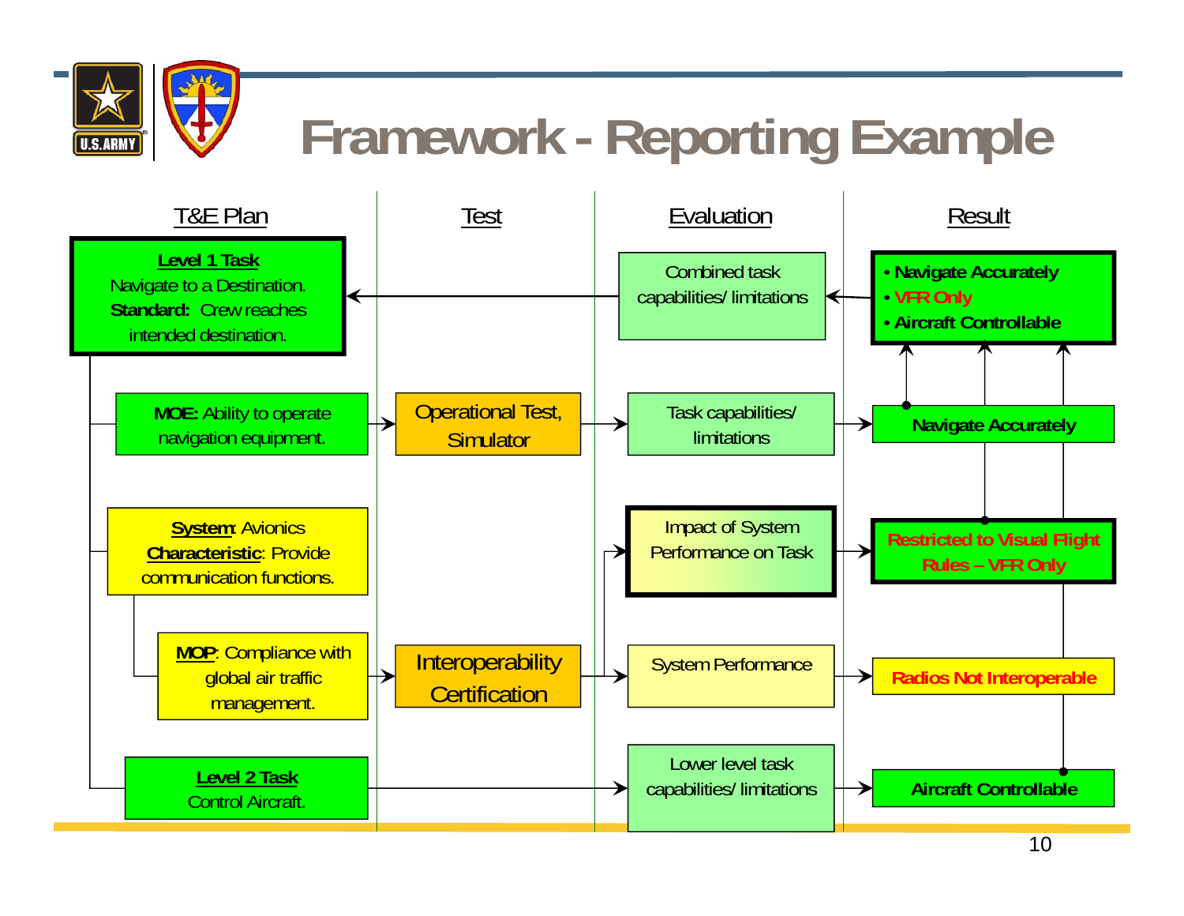# Framework - Reporting Example

| T&E Plan | Test | Evaluation | Result |
| --- | --- | --- | --- |
| **Level 1 Task** Navigate to a Destination. **Standard:** Crew reaches intended destination. | | Combined task capabilities/ limitations | • Navigate Accurately • VFR Only • Aircraft Controllable |
| **MOE:** Ability to operate navigation equipment. | Operational Test, Simulator | Task capabilities/ limitations | Navigate Accurately |
| **System**: Avionics **Characteristic**: Provide communication functions. | | Impact of System Performance on Task | Restricted to Visual Flight Rules – VFR Only |
| **MOP**: Compliance with global air traffic management. | Interoperability Certification | System Performance | Radios Not Interoperable |
| **Level 2 Task** Control Aircraft. | | Lower level task capabilities/ limitations | Aircraft Controllable |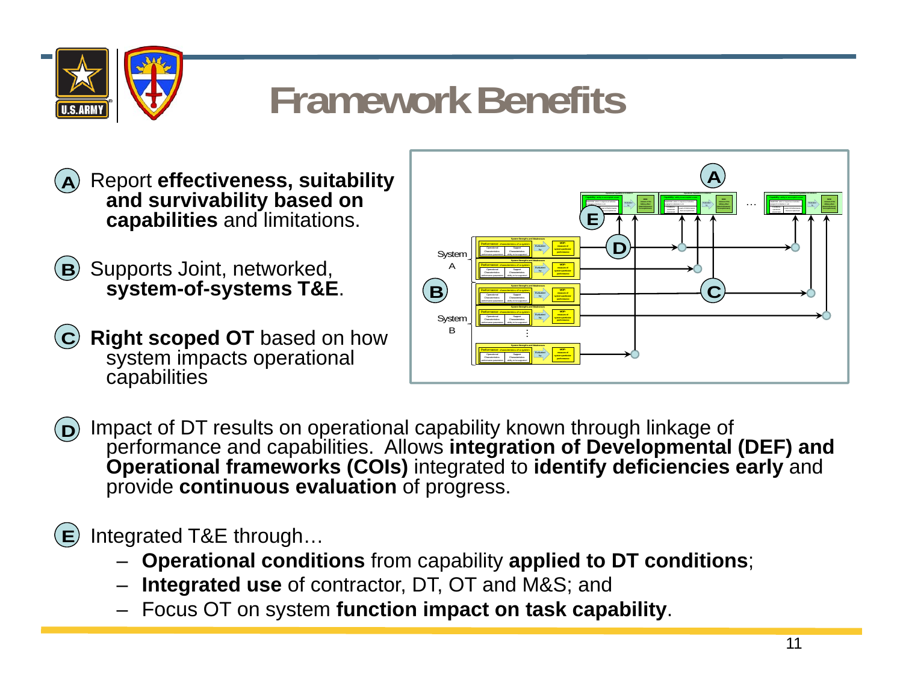# Framework Benefits

**(A)** Report **effectiveness, suitability and survivability based on capabilities** and limitations.

**(B)** Supports Joint, networked, **system-of-systems T&E**.

**(C)** **Right scoped OT** based on how system impacts operational capabilities

**(D)** Impact of DT results on operational capability known through linkage of performance and capabilities. Allows **integration of Developmental (DEF) and Operational frameworks (COIs)** integrated to **identify deficiencies early** and provide **continuous evaluation** of progress.

**(E)** Integrated T&E through…

- **Operational conditions** from capability **applied to DT conditions**;
- **Integrated use** of contractor, DT, OT and M&S; and
- Focus OT on system **function impact on task capability**.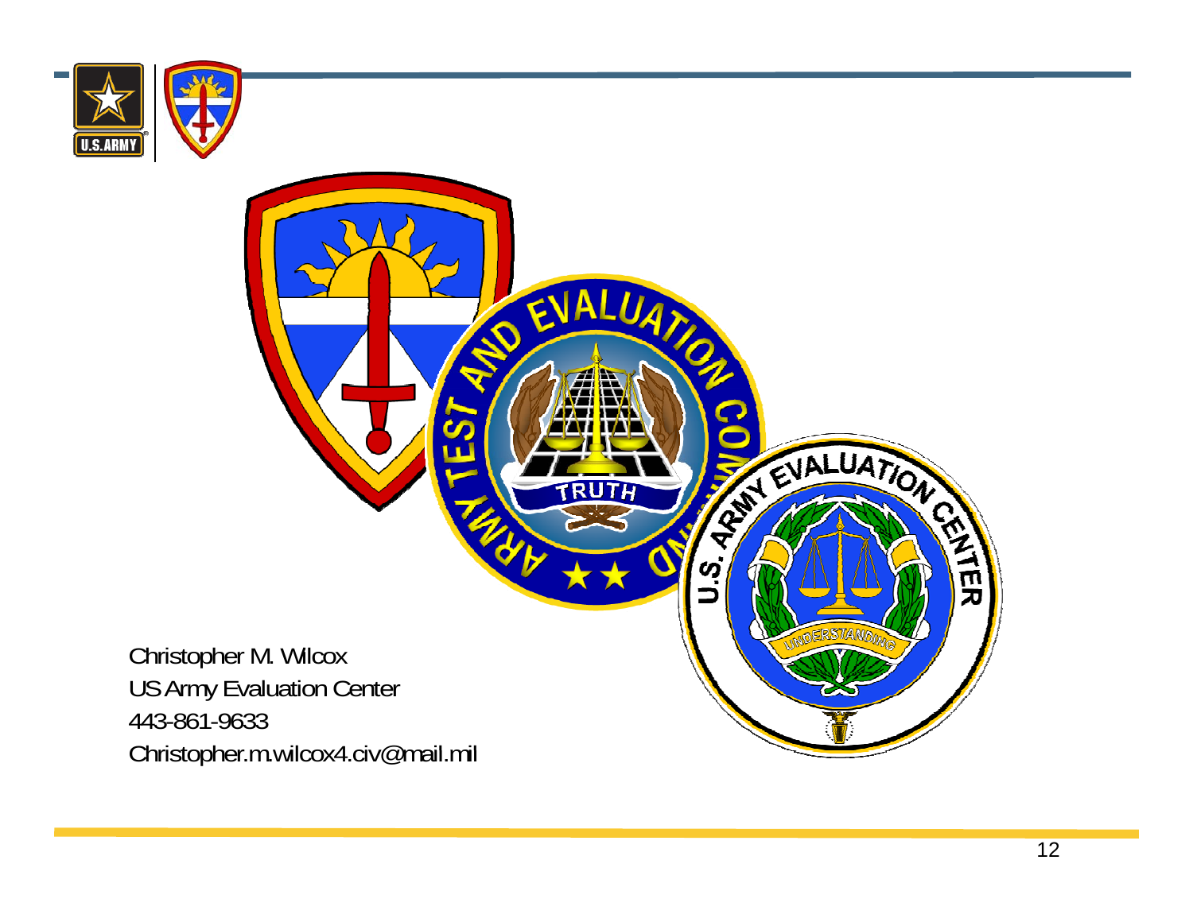Christopher M. Wilcox
US Army Evaluation Center
443-861-9633
Christopher.m.wilcox4.civ@mail.mil